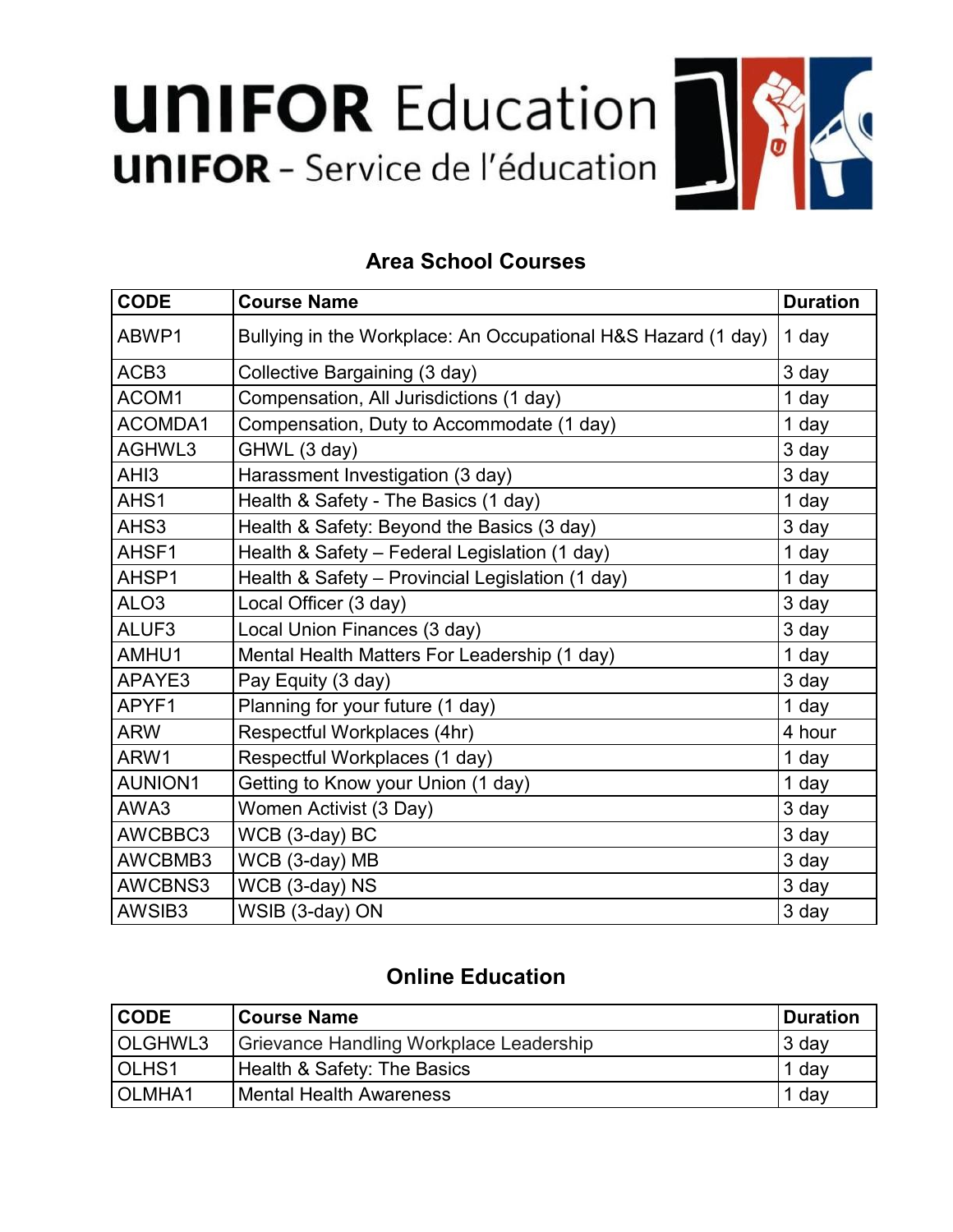# UNIFOR Education

## UNIFOR - Service de l'éducation

## Area School Courses

| CODE | Course Name | Duration |
|---|---|---|
| ABWP1 | Bullying in the Workplace: An Occupational H&S Hazard (1 day) | 1 day |
| ACB3 | Collective Bargaining (3 day) | 3 day |
| ACOM1 | Compensation, All Jurisdictions (1 day) | 1 day |
| ACOMDA1 | Compensation, Duty to Accommodate (1 day) | 1 day |
| AGHWL3 | GHWL (3 day) | 3 day |
| AHI3 | Harassment Investigation (3 day) | 3 day |
| AHS1 | Health & Safety - The Basics (1 day) | 1 day |
| AHS3 | Health & Safety: Beyond the Basics (3 day) | 3 day |
| AHSF1 | Health & Safety – Federal Legislation (1 day) | 1 day |
| AHSP1 | Health & Safety – Provincial Legislation (1 day) | 1 day |
| ALO3 | Local Officer (3 day) | 3 day |
| ALUF3 | Local Union Finances (3 day) | 3 day |
| AMHU1 | Mental Health Matters For Leadership (1 day) | 1 day |
| APAYE3 | Pay Equity (3 day) | 3 day |
| APYF1 | Planning for your future (1 day) | 1 day |
| ARW | Respectful Workplaces (4hr) | 4 hour |
| ARW1 | Respectful Workplaces (1 day) | 1 day |
| AUNION1 | Getting to Know your Union (1 day) | 1 day |
| AWA3 | Women Activist (3 Day) | 3 day |
| AWCBBC3 | WCB (3-day) BC | 3 day |
| AWCBMB3 | WCB (3-day) MB | 3 day |
| AWCBNS3 | WCB (3-day) NS | 3 day |
| AWSIB3 | WSIB (3-day) ON | 3 day |

## Online Education

| CODE | Course Name | Duration |
|---|---|---|
| OLGHWL3 | Grievance Handling Workplace Leadership | 3 day |
| OLHS1 | Health & Safety: The Basics | 1 day |
| OLMHA1 | Mental Health Awareness | 1 day |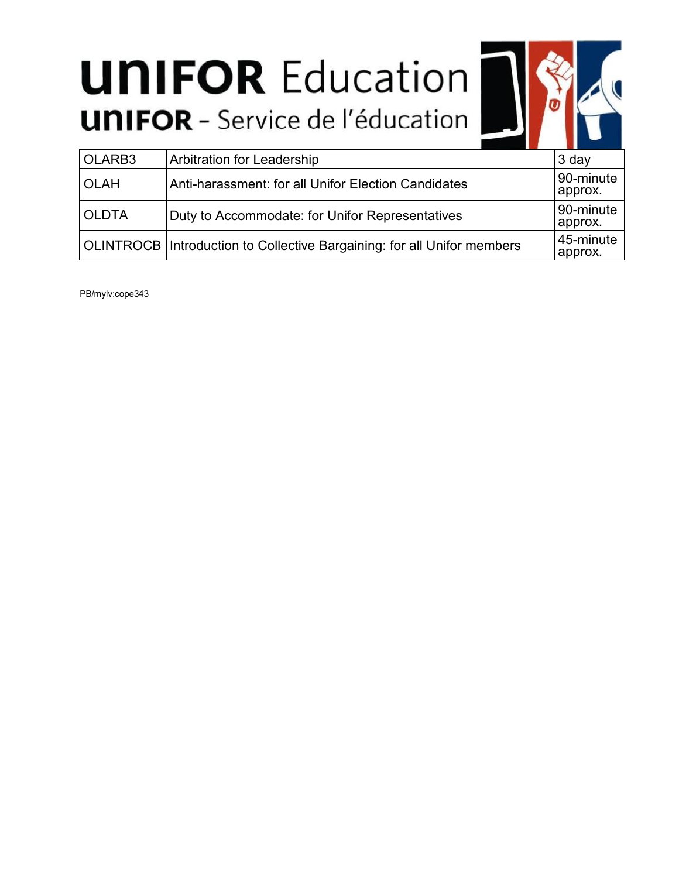# UNIFOR Education
## UNIFOR - Service de l'éducation

| | | |
|---|---|---|
| OLARB3 | Arbitration for Leadership | 3 day |
| OLAH | Anti-harassment: for all Unifor Election Candidates | 90-minute approx. |
| OLDTA | Duty to Accommodate: for Unifor Representatives | 90-minute approx. |
| OLINTROCB | Introduction to Collective Bargaining: for all Unifor members | 45-minute approx. |

PB/mylv:cope343